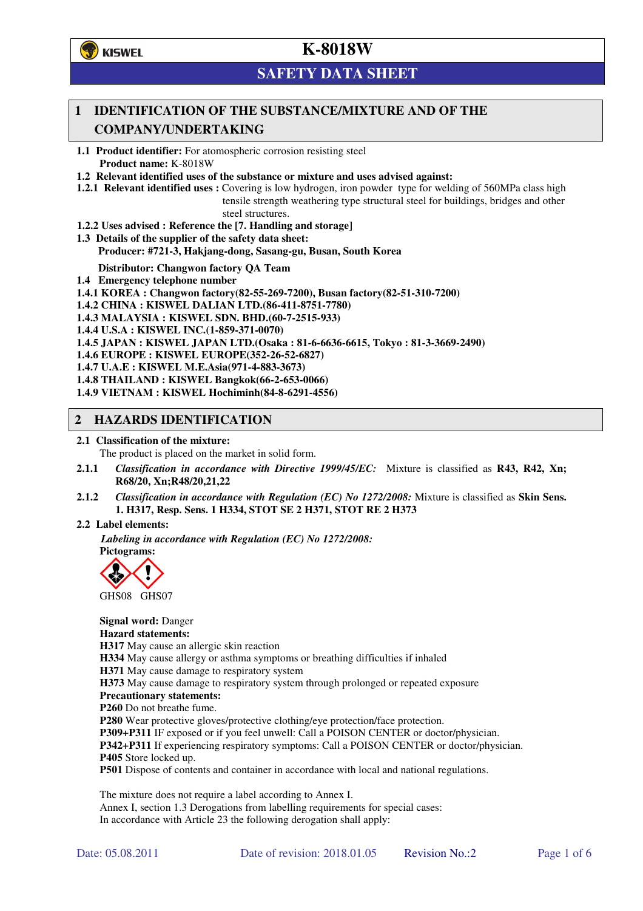# K-8018W

## SAFETY DATA SHEET

## 1 IDENTIFICATION OF THE SUBSTANCE/MIXTURE AND OF THE COMPANY/UNDERTAKING

**1.1 Product identifier:** For atomospheric corrosion resisting steel
**Product name:** K-8018W

**1.2 Relevant identified uses of the substance or mixture and uses advised against:**

**1.2.1 Relevant identified uses :** Covering is low hydrogen, iron powder type for welding of 560MPa class high tensile strength weathering type structural steel for buildings, bridges and other steel structures.

**1.2.2 Uses advised : Reference the [7. Handling and storage]**

**1.3 Details of the supplier of the safety data sheet:**
**Producer: #721-3, Hakjang-dong, Sasang-gu, Busan, South Korea**

**Distributor: Changwon factory QA Team**

**1.4 Emergency telephone number**

**1.4.1 KOREA : Changwon factory(82-55-269-7200), Busan factory(82-51-310-7200)**
**1.4.2 CHINA : KISWEL DALIAN LTD.(86-411-8751-7780)**
**1.4.3 MALAYSIA : KISWEL SDN. BHD.(60-7-2515-933)**
**1.4.4 U.S.A : KISWEL INC.(1-859-371-0070)**
**1.4.5 JAPAN : KISWEL JAPAN LTD.(Osaka : 81-6-6636-6615, Tokyo : 81-3-3669-2490)**
**1.4.6 EUROPE : KISWEL EUROPE(352-26-52-6827)**
**1.4.7 U.A.E : KISWEL M.E.Asia(971-4-883-3673)**
**1.4.8 THAILAND : KISWEL Bangkok(66-2-653-0066)**
**1.4.9 VIETNAM : KISWEL Hochiminh(84-8-6291-4556)**

## 2 HAZARDS IDENTIFICATION

**2.1 Classification of the mixture:**
The product is placed on the market in solid form.

**2.1.1** *Classification in accordance with Directive 1999/45/EC:* Mixture is classified as **R43, R42, Xn; R68/20, Xn;R48/20,21,22**

**2.1.2** *Classification in accordance with Regulation (EC) No 1272/2008:* Mixture is classified as **Skin Sens. 1. H317, Resp. Sens. 1 H334, STOT SE 2 H371, STOT RE 2 H373**

**2.2 Label elements:**

*Labeling in accordance with Regulation (EC) No 1272/2008:*

**Pictograms:**

GHS08 GHS07

**Signal word:** Danger

**Hazard statements:**
**H317** May cause an allergic skin reaction
**H334** May cause allergy or asthma symptoms or breathing difficulties if inhaled
**H371** May cause damage to respiratory system
**H373** May cause damage to respiratory system through prolonged or repeated exposure

**Precautionary statements:**
**P260** Do not breathe fume.
**P280** Wear protective gloves/protective clothing/eye protection/face protection.
**P309+P311** IF exposed or if you feel unwell: Call a POISON CENTER or doctor/physician.
**P342+P311** If experiencing respiratory symptoms: Call a POISON CENTER or doctor/physician.
**P405** Store locked up.
**P501** Dispose of contents and container in accordance with local and national regulations.

The mixture does not require a label according to Annex I.
Annex I, section 1.3 Derogations from labelling requirements for special cases:
In accordance with Article 23 the following derogation shall apply: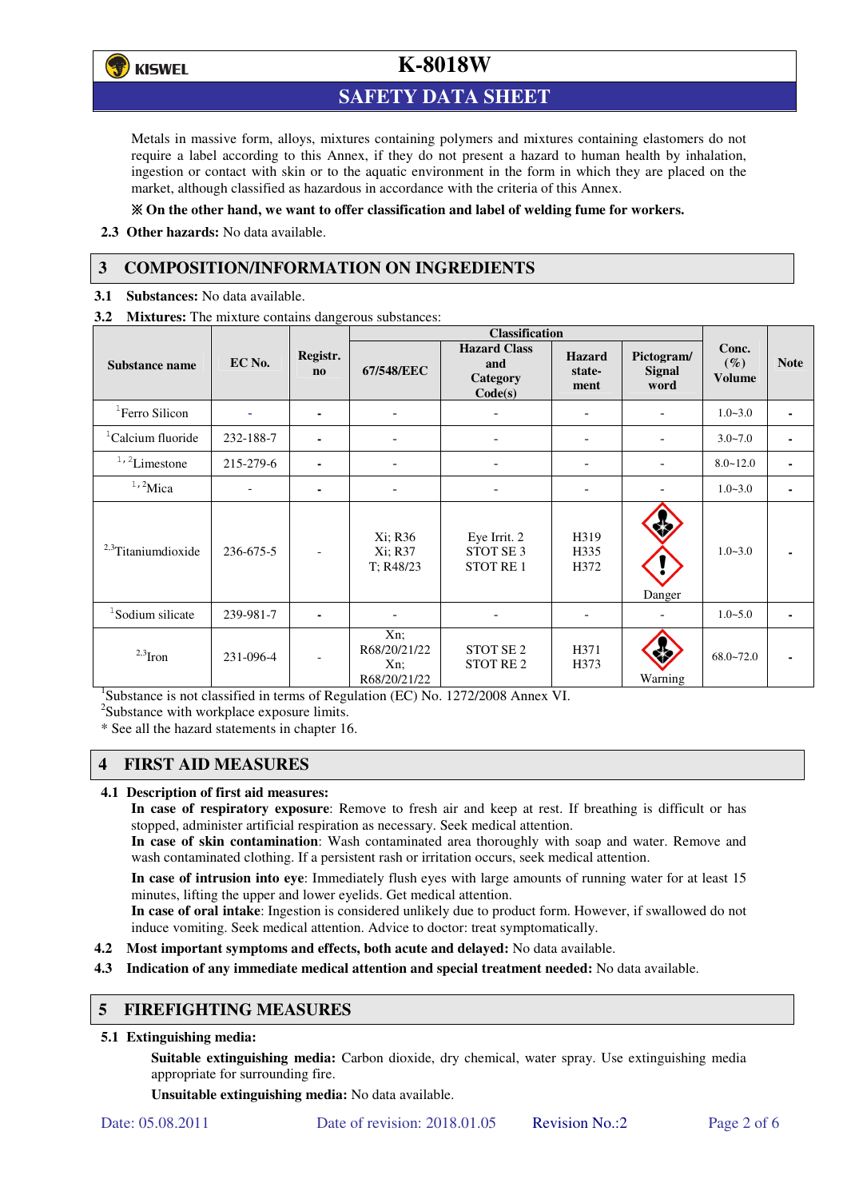Metals in massive form, alloys, mixtures containing polymers and mixtures containing elastomers do not require a label according to this Annex, if they do not present a hazard to human health by inhalation, ingestion or contact with skin or to the aquatic environment in the form in which they are placed on the market, although classified as hazardous in accordance with the criteria of this Annex.

**※ On the other hand, we want to offer classification and label of welding fume for workers.**

**2.3 Other hazards:** No data available.

## 3 COMPOSITION/INFORMATION ON INGREDIENTS

**3.1 Substances:** No data available.

**3.2 Mixtures:** The mixture contains dangerous substances:

| Substance name | EC No. | Registr. no | Classification | | | | Conc. (%) Volume | Note |
|---|---|---|---|---|---|---|---|---|
| | | | 67/548/EEC | Hazard Class and Category Code(s) | Hazard statement | Pictogram/ Signal word | | |
| [1]Ferro Silicon | - | - | - | - | - | - | 1.0~3.0 | - |
| [1]Calcium fluoride | 232-188-7 | - | - | - | - | - | 3.0~7.0 | - |
| [1,2]Limestone | 215-279-6 | - | - | - | - | - | 8.0~12.0 | - |
| [1,2]Mica | - | - | - | - | - | - | 1.0~3.0 | - |
| [2,3]Titaniumdioxide | 236-675-5 | - | Xi; R36<br>Xi; R37<br>T; R48/23 | Eye Irrit. 2<br>STOT SE 3<br>STOT RE 1 | H319<br>H335<br>H372 | Danger | 1.0~3.0 | - |
| [1]Sodium silicate | 239-981-7 | - | - | - | - | - | 1.0~5.0 | - |
| [2,3]Iron | 231-096-4 | - | Xn; R68/20/21/22<br>Xn; R68/20/21/22 | STOT SE 2<br>STOT RE 2 | H371<br>H373 | Warning | 68.0~72.0 | - |

[1]Substance is not classified in terms of Regulation (EC) No. 1272/2008 Annex VI.
[2]Substance with workplace exposure limits.
* See all the hazard statements in chapter 16.

## 4 FIRST AID MEASURES

**4.1 Description of first aid measures:**

**In case of respiratory exposure**: Remove to fresh air and keep at rest. If breathing is difficult or has stopped, administer artificial respiration as necessary. Seek medical attention.
**In case of skin contamination**: Wash contaminated area thoroughly with soap and water. Remove and wash contaminated clothing. If a persistent rash or irritation occurs, seek medical attention.

**In case of intrusion into eye**: Immediately flush eyes with large amounts of running water for at least 15 minutes, lifting the upper and lower eyelids. Get medical attention.
**In case of oral intake**: Ingestion is considered unlikely due to product form. However, if swallowed do not induce vomiting. Seek medical attention. Advice to doctor: treat symptomatically.

**4.2 Most important symptoms and effects, both acute and delayed:** No data available.

**4.3 Indication of any immediate medical attention and special treatment needed:** No data available.

## 5 FIREFIGHTING MEASURES

**5.1 Extinguishing media:**

**Suitable extinguishing media:** Carbon dioxide, dry chemical, water spray. Use extinguishing media appropriate for surrounding fire.

**Unsuitable extinguishing media:** No data available.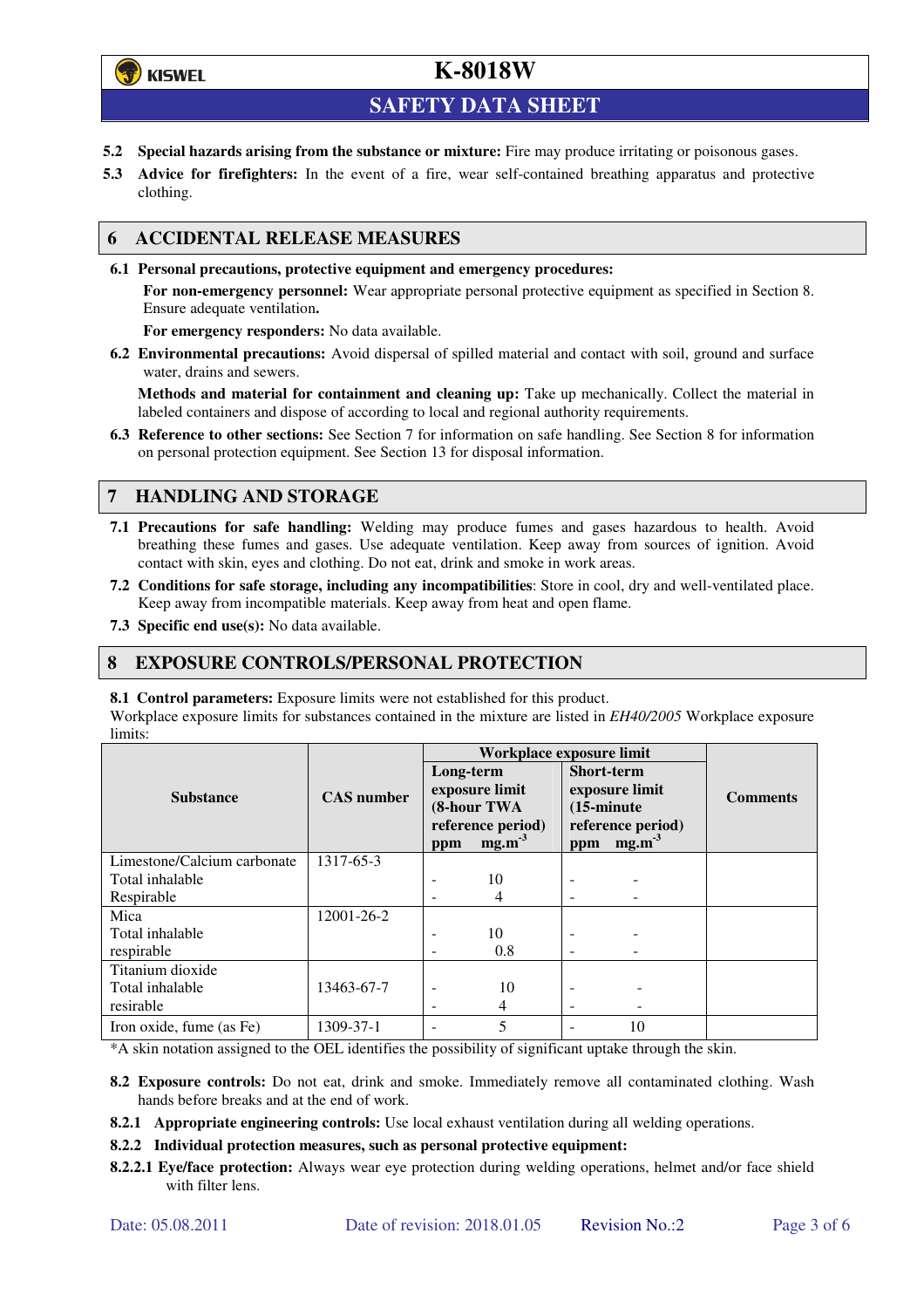**5.2 Special hazards arising from the substance or mixture:** Fire may produce irritating or poisonous gases.

**5.3 Advice for firefighters:** In the event of a fire, wear self-contained breathing apparatus and protective clothing.

## 6 ACCIDENTAL RELEASE MEASURES

**6.1 Personal precautions, protective equipment and emergency procedures:**

**For non-emergency personnel:** Wear appropriate personal protective equipment as specified in Section 8. Ensure adequate ventilation**.**

**For emergency responders:** No data available.

**6.2 Environmental precautions:** Avoid dispersal of spilled material and contact with soil, ground and surface water, drains and sewers.

**Methods and material for containment and cleaning up:** Take up mechanically. Collect the material in labeled containers and dispose of according to local and regional authority requirements.

**6.3 Reference to other sections:** See Section 7 for information on safe handling. See Section 8 for information on personal protection equipment. See Section 13 for disposal information.

## 7 HANDLING AND STORAGE

**7.1 Precautions for safe handling:** Welding may produce fumes and gases hazardous to health. Avoid breathing these fumes and gases. Use adequate ventilation. Keep away from sources of ignition. Avoid contact with skin, eyes and clothing. Do not eat, drink and smoke in work areas.

**7.2 Conditions for safe storage, including any incompatibilities**: Store in cool, dry and well-ventilated place. Keep away from incompatible materials. Keep away from heat and open flame.

**7.3 Specific end use(s):** No data available.

## 8 EXPOSURE CONTROLS/PERSONAL PROTECTION

**8.1 Control parameters:** Exposure limits were not established for this product.

Workplace exposure limits for substances contained in the mixture are listed in *EH40/2005* Workplace exposure limits:

| Substance | CAS number | Workplace exposure limit | | | | Comments |
|---|---|---|---|---|---|---|
| | | Long-term exposure limit (8-hour TWA reference period) | | Short-term exposure limit (15-minute reference period) | | |
| | | ppm | $mg.m^{-3}$ | ppm | $mg.m^{-3}$ | |
| Limestone/Calcium carbonate | 1317-65-3 | | | | | |
| Total inhalable | | - | 10 | - | - | |
| Respirable | | - | 4 | - | - | |
| Mica | 12001-26-2 | | | | | |
| Total inhalable | | - | 10 | - | - | |
| respirable | | - | 0.8 | - | - | |
| Titanium dioxide | | | | | | |
| Total inhalable | 13463-67-7 | - | 10 | - | - | |
| resirable | | - | 4 | - | - | |
| Iron oxide, fume (as Fe) | 1309-37-1 | - | 5 | - | 10 | |

*A skin notation assigned to the OEL identifies the possibility of significant uptake through the skin.

**8.2 Exposure controls:** Do not eat, drink and smoke. Immediately remove all contaminated clothing. Wash hands before breaks and at the end of work.

**8.2.1 Appropriate engineering controls:** Use local exhaust ventilation during all welding operations.

**8.2.2 Individual protection measures, such as personal protective equipment:**

**8.2.2.1 Eye/face protection:** Always wear eye protection during welding operations, helmet and/or face shield with filter lens.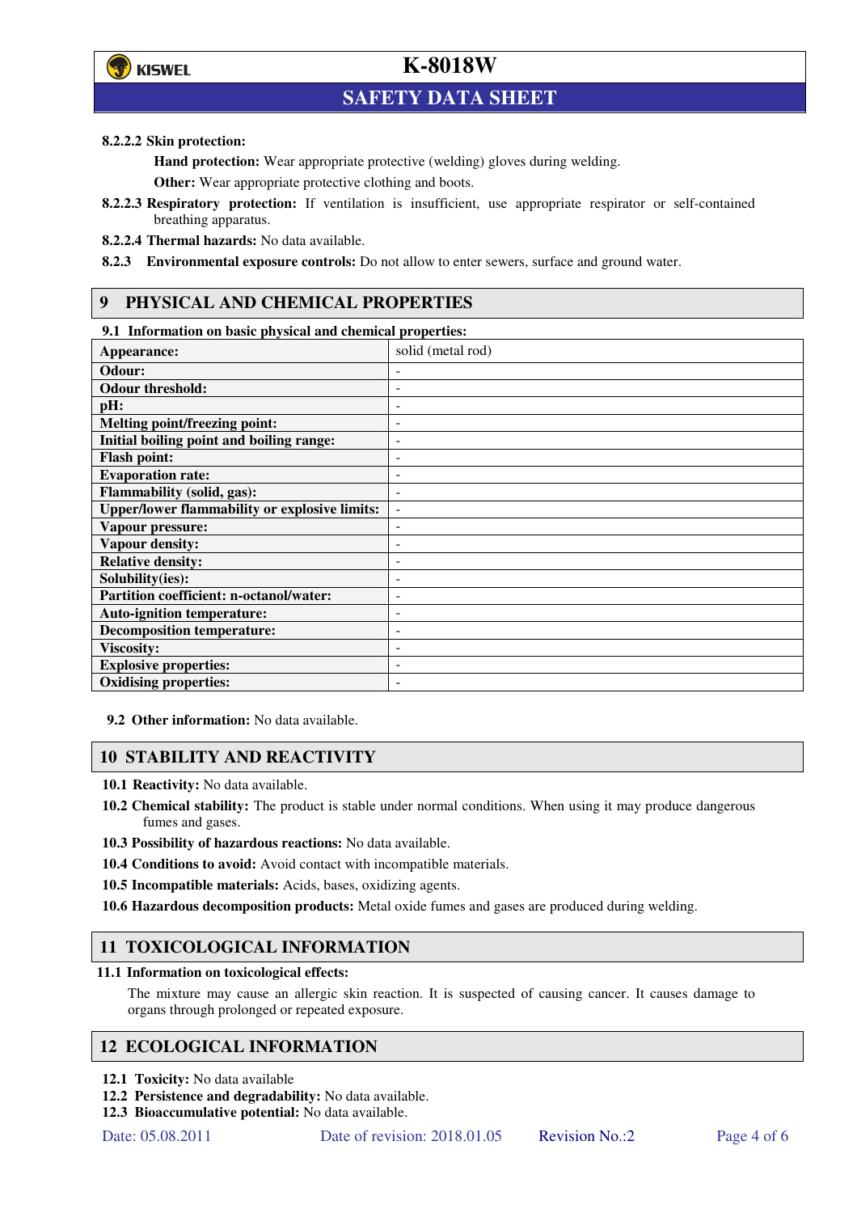**8.2.2.2 Skin protection:**

**Hand protection:** Wear appropriate protective (welding) gloves during welding.

**Other:** Wear appropriate protective clothing and boots.

**8.2.2.3 Respiratory protection:** If ventilation is insufficient, use appropriate respirator or self-contained breathing apparatus.

**8.2.2.4 Thermal hazards:** No data available.

**8.2.3 Environmental exposure controls:** Do not allow to enter sewers, surface and ground water.

## 9 PHYSICAL AND CHEMICAL PROPERTIES

**9.1 Information on basic physical and chemical properties:**

| | |
|---|---|
| **Appearance:** | solid (metal rod) |
| **Odour:** | - |
| **Odour threshold:** | - |
| **pH:** | - |
| **Melting point/freezing point:** | - |
| **Initial boiling point and boiling range:** | - |
| **Flash point:** | - |
| **Evaporation rate:** | - |
| **Flammability (solid, gas):** | - |
| **Upper/lower flammability or explosive limits:** | - |
| **Vapour pressure:** | - |
| **Vapour density:** | - |
| **Relative density:** | - |
| **Solubility(ies):** | - |
| **Partition coefficient: n-octanol/water:** | - |
| **Auto-ignition temperature:** | - |
| **Decomposition temperature:** | - |
| **Viscosity:** | - |
| **Explosive properties:** | - |
| **Oxidising properties:** | - |

**9.2 Other information:** No data available.

## 10 STABILITY AND REACTIVITY

**10.1 Reactivity:** No data available.

**10.2 Chemical stability:** The product is stable under normal conditions. When using it may produce dangerous fumes and gases.

**10.3 Possibility of hazardous reactions:** No data available.

**10.4 Conditions to avoid:** Avoid contact with incompatible materials.

**10.5 Incompatible materials:** Acids, bases, oxidizing agents.

**10.6 Hazardous decomposition products:** Metal oxide fumes and gases are produced during welding.

## 11 TOXICOLOGICAL INFORMATION

**11.1 Information on toxicological effects:**

The mixture may cause an allergic skin reaction. It is suspected of causing cancer. It causes damage to organs through prolonged or repeated exposure.

## 12 ECOLOGICAL INFORMATION

**12.1 Toxicity:** No data available

**12.2 Persistence and degradability:** No data available.

**12.3 Bioaccumulative potential:** No data available.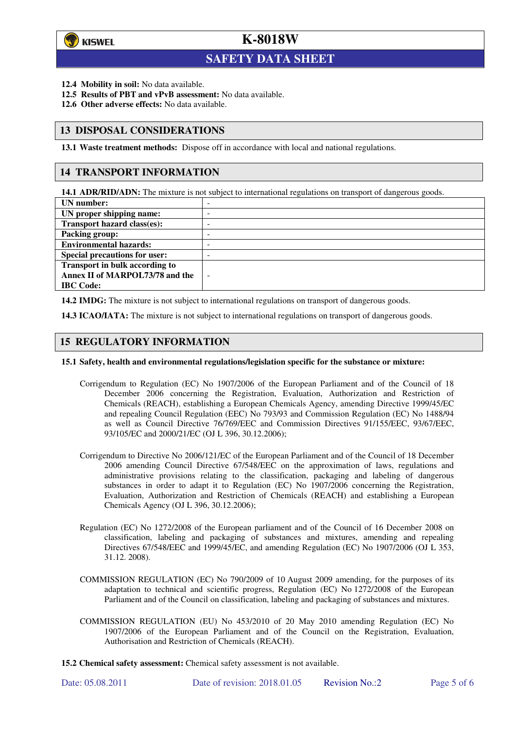**12.4 Mobility in soil:** No data available.

**12.5 Results of PBT and vPvB assessment:** No data available.

**12.6 Other adverse effects:** No data available.

## 13 DISPOSAL CONSIDERATIONS

**13.1 Waste treatment methods:** Dispose off in accordance with local and national regulations.

## 14 TRANSPORT INFORMATION

**14.1 ADR/RID/ADN:** The mixture is not subject to international regulations on transport of dangerous goods.

| | |
|---|---|
| **UN number:** | - |
| **UN proper shipping name:** | - |
| **Transport hazard class(es):** | - |
| **Packing group:** | - |
| **Environmental hazards:** | - |
| **Special precautions for user:** | - |
| **Transport in bulk according to Annex II of MARPOL73/78 and the IBC Code:** | - |

**14.2 IMDG:** The mixture is not subject to international regulations on transport of dangerous goods.

**14.3 ICAO/IATA:** The mixture is not subject to international regulations on transport of dangerous goods.

## 15 REGULATORY INFORMATION

**15.1 Safety, health and environmental regulations/legislation specific for the substance or mixture:**

Corrigendum to Regulation (EC) No 1907/2006 of the European Parliament and of the Council of 18 December 2006 concerning the Registration, Evaluation, Authorization and Restriction of Chemicals (REACH), establishing a European Chemicals Agency, amending Directive 1999/45/EC and repealing Council Regulation (EEC) No 793/93 and Commission Regulation (EC) No 1488/94 as well as Council Directive 76/769/EEC and Commission Directives 91/155/EEC, 93/67/EEC, 93/105/EC and 2000/21/EC (OJ L 396, 30.12.2006);

Corrigendum to Directive No 2006/121/EC of the European Parliament and of the Council of 18 December 2006 amending Council Directive 67/548/EEC on the approximation of laws, regulations and administrative provisions relating to the classification, packaging and labeling of dangerous substances in order to adapt it to Regulation (EC) No 1907/2006 concerning the Registration, Evaluation, Authorization and Restriction of Chemicals (REACH) and establishing a European Chemicals Agency (OJ L 396, 30.12.2006);

Regulation (EC) No 1272/2008 of the European parliament and of the Council of 16 December 2008 on classification, labeling and packaging of substances and mixtures, amending and repealing Directives 67/548/EEC and 1999/45/EC, and amending Regulation (EC) No 1907/2006 (OJ L 353, 31.12. 2008).

COMMISSION REGULATION (EC) No 790/2009 of 10 August 2009 amending, for the purposes of its adaptation to technical and scientific progress, Regulation (EC) No 1272/2008 of the European Parliament and of the Council on classification, labeling and packaging of substances and mixtures.

COMMISSION REGULATION (EU) No 453/2010 of 20 May 2010 amending Regulation (EC) No 1907/2006 of the European Parliament and of the Council on the Registration, Evaluation, Authorisation and Restriction of Chemicals (REACH).

**15.2 Chemical safety assessment:** Chemical safety assessment is not available.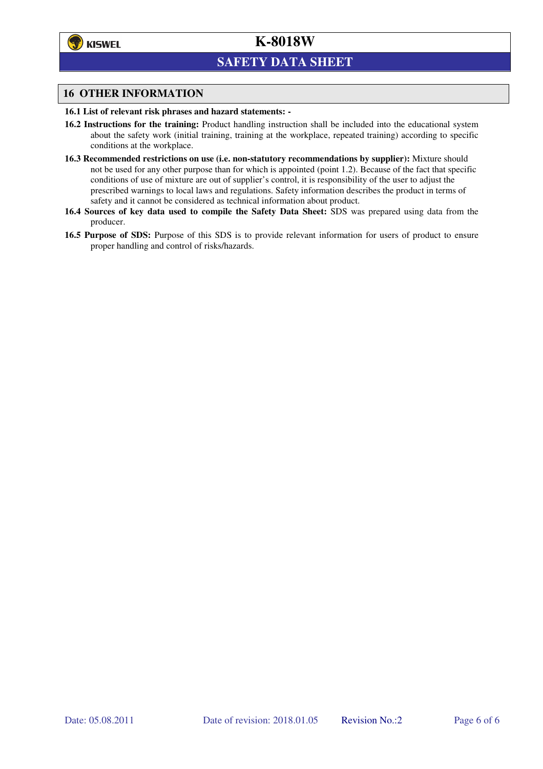## 16 OTHER INFORMATION

**16.1 List of relevant risk phrases and hazard statements: -**

**16.2 Instructions for the training:** Product handling instruction shall be included into the educational system about the safety work (initial training, training at the workplace, repeated training) according to specific conditions at the workplace.

**16.3 Recommended restrictions on use (i.e. non-statutory recommendations by supplier):** Mixture should not be used for any other purpose than for which is appointed (point 1.2). Because of the fact that specific conditions of use of mixture are out of supplier's control, it is responsibility of the user to adjust the prescribed warnings to local laws and regulations. Safety information describes the product in terms of safety and it cannot be considered as technical information about product.

**16.4 Sources of key data used to compile the Safety Data Sheet:** SDS was prepared using data from the producer.

**16.5 Purpose of SDS:** Purpose of this SDS is to provide relevant information for users of product to ensure proper handling and control of risks/hazards.